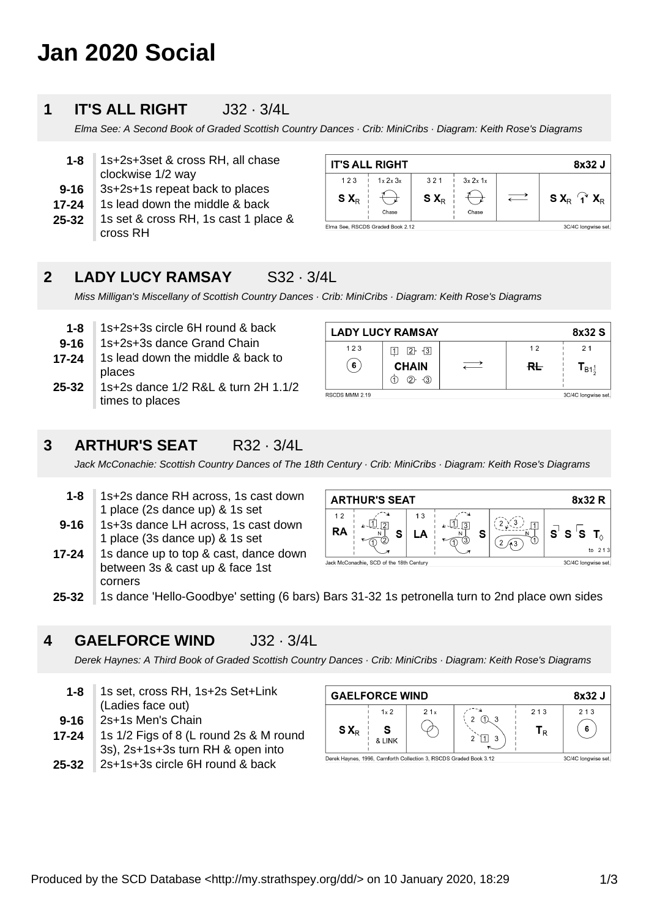# Jan 2020 Social

## 1 IT'S ALL RIGHT J32 · 3/4L

*Elma See: A Second Book of Graded Scottish Country Dances · Crib: MiniCribs · Diagram: Keith Rose's Diagrams*

| | |
|---|---|
| **1-8** | 1s+2s+3set & cross RH, all chase clockwise 1/2 way |
| **9-16** | 3s+2s+1s repeat back to places |
| **17-24** | 1s lead down the middle & back |
| **25-32** | 1s set & cross RH, 1s cast 1 place & cross RH |

## 2 LADY LUCY RAMSAY S32 · 3/4L

*Miss Milligan's Miscellany of Scottish Country Dances · Crib: MiniCribs · Diagram: Keith Rose's Diagrams*

| | |
|---|---|
| **1-8** | 1s+2s+3s circle 6H round & back |
| **9-16** | 1s+2s+3s dance Grand Chain |
| **17-24** | 1s lead down the middle & back to places |
| **25-32** | 1s+2s dance 1/2 R&L & turn 2H 1.1/2 times to places |

## 3 ARTHUR'S SEAT R32 · 3/4L

*Jack McConachie: Scottish Country Dances of The 18th Century · Crib: MiniCribs · Diagram: Keith Rose's Diagrams*

| | |
|---|---|
| **1-8** | 1s+2s dance RH across, 1s cast down 1 place (2s dance up) & 1s set |
| **9-16** | 1s+3s dance LH across, 1s cast down 1 place (3s dance up) & 1s set |
| **17-24** | 1s dance up to top & cast, dance down between 3s & cast up & face 1st corners |
| **25-32** | 1s dance 'Hello-Goodbye' setting (6 bars) Bars 31-32 1s petronella turn to 2nd place own sides |

## 4 GAELFORCE WIND J32 · 3/4L

*Derek Haynes: A Third Book of Graded Scottish Country Dances · Crib: MiniCribs · Diagram: Keith Rose's Diagrams*

| | |
|---|---|
| **1-8** | 1s set, cross RH, 1s+2s Set+Link (Ladies face out) |
| **9-16** | 2s+1s Men's Chain |
| **17-24** | 1s 1/2 Figs of 8 (L round 2s & M round 3s), 2s+1s+3s turn RH & open into |
| **25-32** | 2s+1s+3s circle 6H round & back |

Produced by the SCD Database <http://my.strathspey.org/dd/> on 10 January 2020, 18:29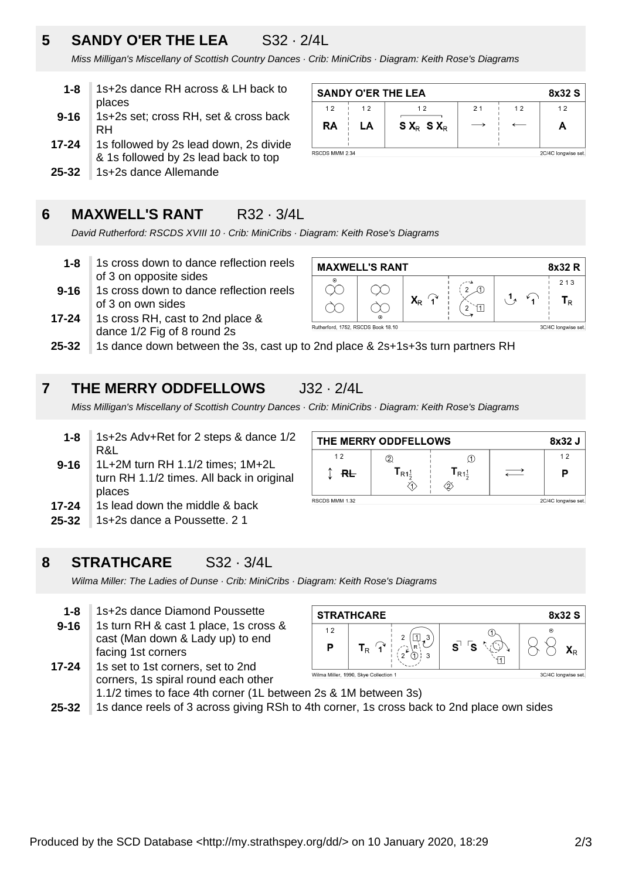## 5 SANDY O'ER THE LEA S32 · 2/4L

*Miss Milligan's Miscellany of Scottish Country Dances · Crib: MiniCribs · Diagram: Keith Rose's Diagrams*

**1-8** 1s+2s dance RH across & LH back to places

**9-16** 1s+2s set; cross RH, set & cross back RH

**17-24** 1s followed by 2s lead down, 2s divide & 1s followed by 2s lead back to top

**25-32** 1s+2s dance Allemande

| SANDY O'ER THE LEA | | | | | 8x32 S |
|---|---|---|---|---|---|
| 1 2 | 1 2 | 1 2 | 2 1 | 1 2 | 1 2 |
| RA | LA | S $X_R$ S $X_R$ | → | ← | A |
| RSCDS MMM 2.34 | | | | | 2C/4C longwise set. |

## 6 MAXWELL'S RANT R32 · 3/4L

*David Rutherford: RSCDS XVIII 10 · Crib: MiniCribs · Diagram: Keith Rose's Diagrams*

**1-8** 1s cross down to dance reflection reels of 3 on opposite sides

**9-16** 1s cross down to dance reflection reels of 3 on own sides

**17-24** 1s cross RH, cast to 2nd place & dance 1/2 Fig of 8 round 2s

**25-32** 1s dance down between the 3s, cast up to 2nd place & 2s+1s+3s turn partners RH

| MAXWELL'S RANT | | | | | 8x32 R |
|---|---|---|---|---|---|
| | | $X_R$ 1 | 2 ① 2 1 | 1 1 | 2 1 3 $T_R$ |
| Rutherford, 1752, RSCDS Book 18.10 | | | | | 3C/4C longwise set. |

## 7 THE MERRY ODDFELLOWS J32 · 2/4L

*Miss Milligan's Miscellany of Scottish Country Dances · Crib: MiniCribs · Diagram: Keith Rose's Diagrams*

**1-8** 1s+2s Adv+Ret for 2 steps & dance 1/2 R&L

**9-16** 1L+2M turn RH 1.1/2 times; 1M+2L turn RH 1.1/2 times. All back in original places

**17-24** 1s lead down the middle & back

**25-32** 1s+2s dance a Poussette. 2 1

| THE MERRY ODDFELLOWS | | | | 8x32 J |
|---|---|---|---|---|
| 1 2 | ② | ① | | 1 2 |
| ↕ RL | $T_{R1\frac{1}{2}}$ | $T_{R1\frac{1}{2}}$ | ⟷ | P |
| | 1 | 2 | | |
| RSCDS MMM 1.32 | | | | 2C/4C longwise set. |

## 8 STRATHCARE S32 · 3/4L

*Wilma Miller: The Ladies of Dunse · Crib: MiniCribs · Diagram: Keith Rose's Diagrams*

**1-8** 1s+2s dance Diamond Poussette

**9-16** 1s turn RH & cast 1 place, 1s cross & cast (Man down & Lady up) to end facing 1st corners

**17-24** 1s set to 1st corners, set to 2nd corners, 1s spiral round each other 1.1/2 times to face 4th corner (1L between 2s & 1M between 3s)

**25-32** 1s dance reels of 3 across giving RSh to 4th corner, 1s cross back to 2nd place own sides

| STRATHCARE | | | | | 8x32 S |
|---|---|---|---|---|---|
| 1 2 | | 2 1 3 | ① | | |
| P | $T_R$ 1 | R 2 ① 3 | S S | 1 | $X_R$ |
| Wilma Miller, 1990, Skye Collection 1 | | | | | 3C/4C longwise set. |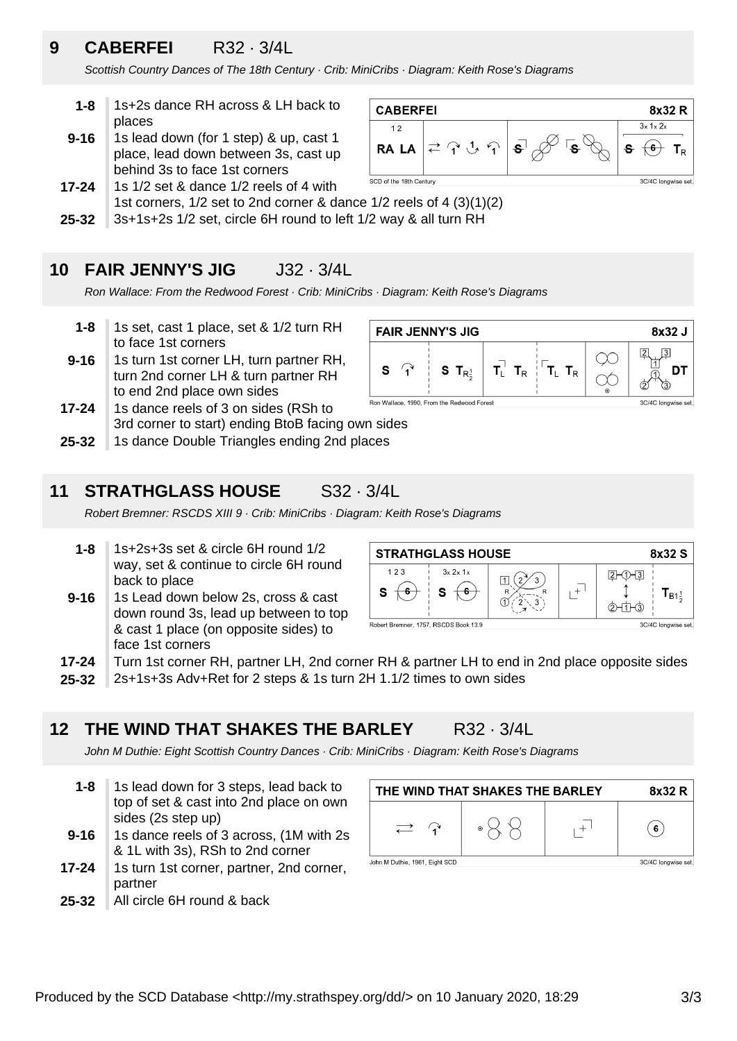## 9 CABERFEI R32 · 3/4L

*Scottish Country Dances of The 18th Century · Crib: MiniCribs · Diagram: Keith Rose's Diagrams*

- **1-8** 1s+2s dance RH across & LH back to places
- **9-16** 1s lead down (for 1 step) & up, cast 1 place, lead down between 3s, cast up behind 3s to face 1st corners
- **17-24** 1s 1/2 set & dance 1/2 reels of 4 with 1st corners, 1/2 set to 2nd corner & dance 1/2 reels of 4 (3)(1)(2)
- **25-32** 3s+1s+2s 1/2 set, circle 6H round to left 1/2 way & all turn RH

CABERFEI 8x32 R

SCD of the 18th Century 3C/4C longwise set.

## 10 FAIR JENNY'S JIG J32 · 3/4L

*Ron Wallace: From the Redwood Forest · Crib: MiniCribs · Diagram: Keith Rose's Diagrams*

- **1-8** 1s set, cast 1 place, set & 1/2 turn RH to face 1st corners
- **9-16** 1s turn 1st corner LH, turn partner RH, turn 2nd corner LH & turn partner RH to end 2nd place own sides
- **17-24** 1s dance reels of 3 on sides (RSh to 3rd corner to start) ending BtoB facing own sides
- **25-32** 1s dance Double Triangles ending 2nd places

FAIR JENNY'S JIG 8x32 J

Ron Wallace, 1990, From the Redwood Forest 3C/4C longwise set.

## 11 STRATHGLASS HOUSE S32 · 3/4L

*Robert Bremner: RSCDS XIII 9 · Crib: MiniCribs · Diagram: Keith Rose's Diagrams*

- **1-8** 1s+2s+3s set & circle 6H round 1/2 way, set & continue to circle 6H round back to place
- **9-16** 1s Lead down below 2s, cross & cast down round 3s, lead up between to top & cast 1 place (on opposite sides) to face 1st corners
- **17-24** Turn 1st corner RH, partner LH, 2nd corner RH & partner LH to end in 2nd place opposite sides
- **25-32** 2s+1s+3s Adv+Ret for 2 steps & 1s turn 2H 1.1/2 times to own sides

STRATHGLASS HOUSE 8x32 S

Robert Bremner, 1757, RSCDS Book 13.9 3C/4C longwise set.

## 12 THE WIND THAT SHAKES THE BARLEY R32 · 3/4L

*John M Duthie: Eight Scottish Country Dances · Crib: MiniCribs · Diagram: Keith Rose's Diagrams*

- **1-8** 1s lead down for 3 steps, lead back to top of set & cast into 2nd place on own sides (2s step up)
- **9-16** 1s dance reels of 3 across, (1M with 2s & 1L with 3s), RSh to 2nd corner
- **17-24** 1s turn 1st corner, partner, 2nd corner, partner
- **25-32** All circle 6H round & back

THE WIND THAT SHAKES THE BARLEY 8x32 R

John M Duthie, 1961, Eight SCD 3C/4C longwise set.

Produced by the SCD Database <http://my.strathspey.org/dd/> on 10 January 2020, 18:29